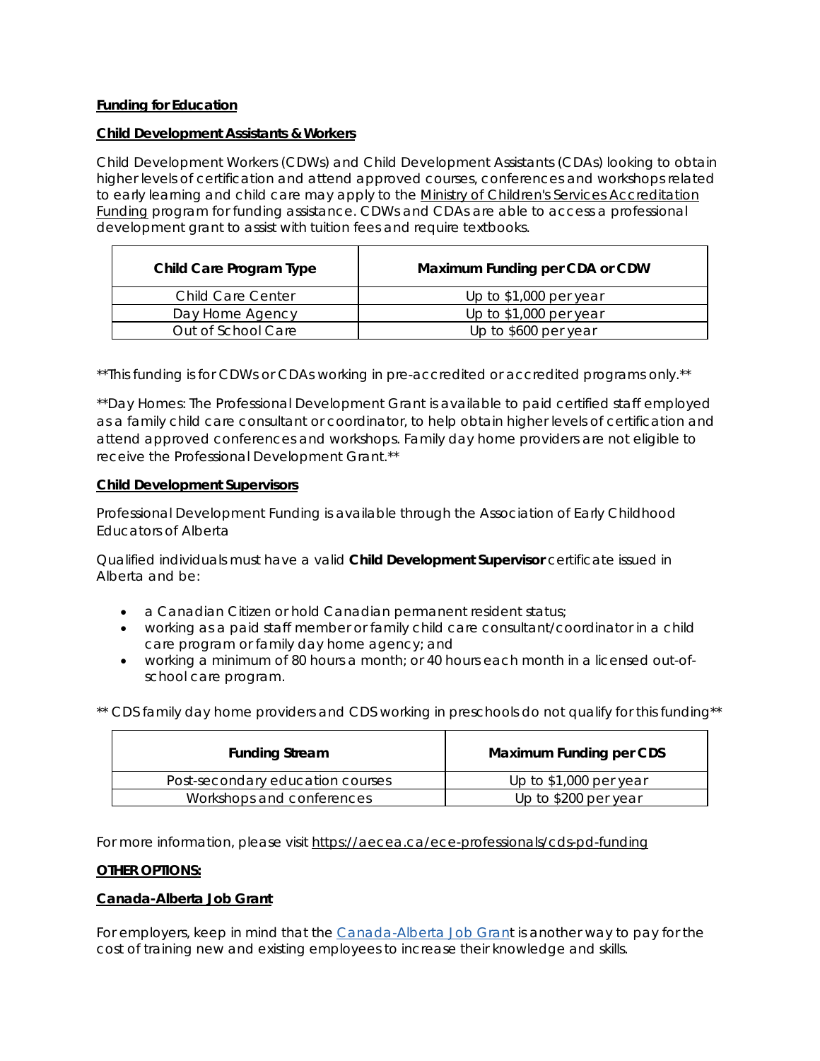**Funding for Education**

**Child Development Assistants & Workers**

Child Development Workers (CDWs) and Child Development Assistants (CDAs) looking to obtain higher levels of certification and attend approved courses, conferences and workshops related to early learning and child care may apply to the Ministry of Children's Services Accreditation Funding program for funding assistance. CDWs and CDAs are able to access a professional development grant to assist with tuition fees and require textbooks.

| Child Care Program Type | Maximum Funding per CDA or CDW |
|---|---|
| Child Care Center | Up to $1,000 per year |
| Day Home Agency | Up to $1,000 per year |
| Out of School Care | Up to $600 per year |

**This funding is for CDWs or CDAs working in pre-accredited or accredited programs only.**

**Day Homes: The Professional Development Grant is available to paid certified staff employed as a family child care consultant or coordinator, to help obtain higher levels of certification and attend approved conferences and workshops. Family day home providers are not eligible to receive the Professional Development Grant.**

**Child Development Supervisors**

Professional Development Funding is available through the Association of Early Childhood Educators of Alberta

Qualified individuals must have a valid **Child Development Supervisor** certificate issued in Alberta and be:

- a Canadian Citizen or hold Canadian permanent resident status;
- working as a paid staff member or family child care consultant/coordinator in a child care program or family day home agency; and
- working a minimum of 80 hours a month; or 40 hours each month in a licensed out-of-school care program.

** CDS family day home providers and CDS working in preschools do not qualify for this funding**

| Funding Stream | Maximum Funding per CDS |
|---|---|
| Post-secondary education courses | Up to $1,000 per year |
| Workshops and conferences | Up to $200 per year |

For more information, please visit https://aecea.ca/ece-professionals/cds-pd-funding

**OTHER OPTIONS:**

**Canada-Alberta Job Grant**

For employers, keep in mind that the Canada-Alberta Job Grant is another way to pay for the cost of training new and existing employees to increase their knowledge and skills.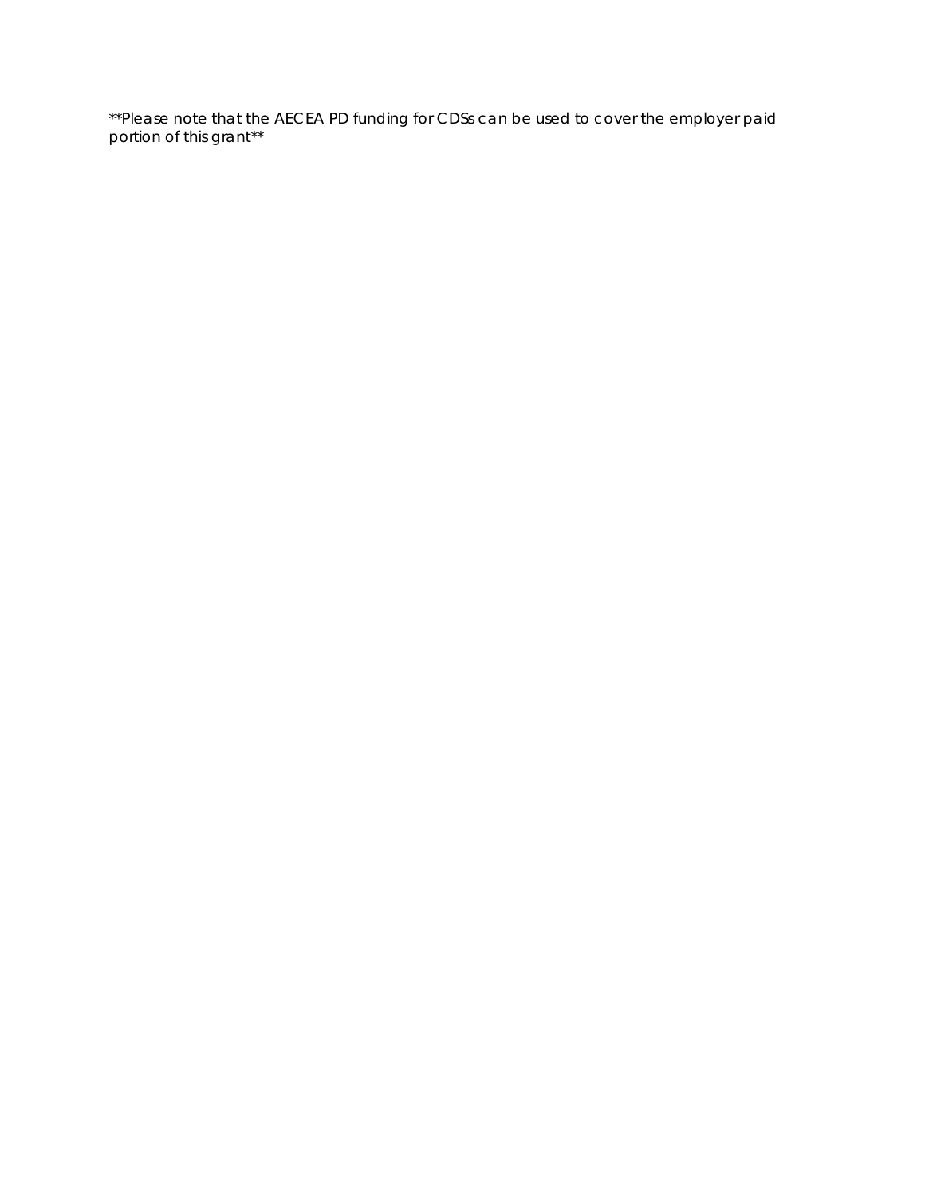**Please note that the AECEA PD funding for CDSs can be used to cover the employer paid portion of this grant**